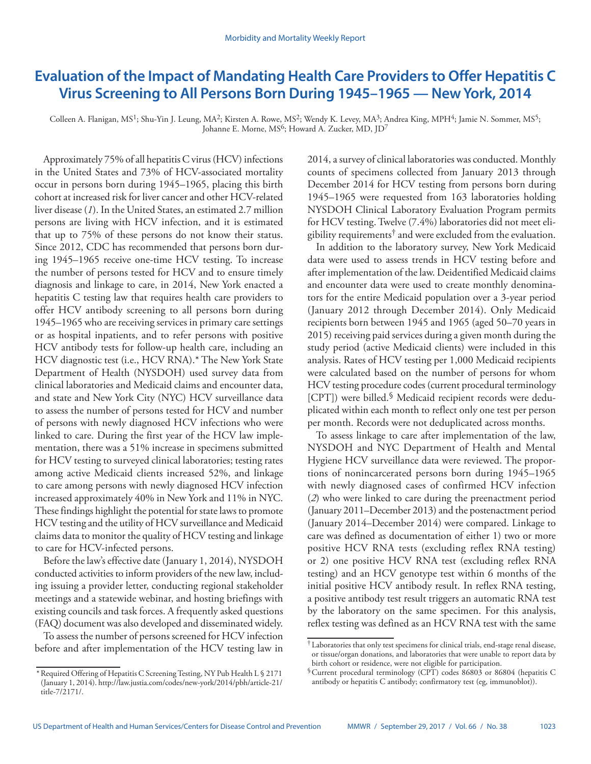# Evaluation of the Impact of Mandating Health Care Providers to Offer Hepatitis C Virus Screening to All Persons Born During 1945–1965 — New York, 2014

Colleen A. Flanigan, MS[1]; Shu-Yin J. Leung, MA[2]; Kirsten A. Rowe, MS[2]; Wendy K. Levey, MA[3]; Andrea King, MPH[4]; Jamie N. Sommer, MS[5]; Johanne E. Morne, MS[6]; Howard A. Zucker, MD, JD[7]

Approximately 75% of all hepatitis C virus (HCV) infections in the United States and 73% of HCV-associated mortality occur in persons born during 1945–1965, placing this birth cohort at increased risk for liver cancer and other HCV-related liver disease (*1*). In the United States, an estimated 2.7 million persons are living with HCV infection, and it is estimated that up to 75% of these persons do not know their status. Since 2012, CDC has recommended that persons born during 1945–1965 receive one-time HCV testing. To increase the number of persons tested for HCV and to ensure timely diagnosis and linkage to care, in 2014, New York enacted a hepatitis C testing law that requires health care providers to offer HCV antibody screening to all persons born during 1945–1965 who are receiving services in primary care settings or as hospital inpatients, and to refer persons with positive HCV antibody tests for follow-up health care, including an HCV diagnostic test (i.e., HCV RNA).* The New York State Department of Health (NYSDOH) used survey data from clinical laboratories and Medicaid claims and encounter data, and state and New York City (NYC) HCV surveillance data to assess the number of persons tested for HCV and number of persons with newly diagnosed HCV infections who were linked to care. During the first year of the HCV law implementation, there was a 51% increase in specimens submitted for HCV testing to surveyed clinical laboratories; testing rates among active Medicaid clients increased 52%, and linkage to care among persons with newly diagnosed HCV infection increased approximately 40% in New York and 11% in NYC. These findings highlight the potential for state laws to promote HCV testing and the utility of HCV surveillance and Medicaid claims data to monitor the quality of HCV testing and linkage to care for HCV-infected persons.

Before the law's effective date (January 1, 2014), NYSDOH conducted activities to inform providers of the new law, including issuing a provider letter, conducting regional stakeholder meetings and a statewide webinar, and hosting briefings with existing councils and task forces. A frequently asked questions (FAQ) document was also developed and disseminated widely.

To assess the number of persons screened for HCV infection before and after implementation of the HCV testing law in 2014, a survey of clinical laboratories was conducted. Monthly counts of specimens collected from January 2013 through December 2014 for HCV testing from persons born during 1945–1965 were requested from 163 laboratories holding NYSDOH Clinical Laboratory Evaluation Program permits for HCV testing. Twelve (7.4%) laboratories did not meet eligibility requirements† and were excluded from the evaluation.

In addition to the laboratory survey, New York Medicaid data were used to assess trends in HCV testing before and after implementation of the law. Deidentified Medicaid claims and encounter data were used to create monthly denominators for the entire Medicaid population over a 3-year period (January 2012 through December 2014). Only Medicaid recipients born between 1945 and 1965 (aged 50–70 years in 2015) receiving paid services during a given month during the study period (active Medicaid clients) were included in this analysis. Rates of HCV testing per 1,000 Medicaid recipients were calculated based on the number of persons for whom HCV testing procedure codes (current procedural terminology [CPT]) were billed.§ Medicaid recipient records were deduplicated within each month to reflect only one test per person per month. Records were not deduplicated across months.

To assess linkage to care after implementation of the law, NYSDOH and NYC Department of Health and Mental Hygiene HCV surveillance data were reviewed. The proportions of nonincarcerated persons born during 1945–1965 with newly diagnosed cases of confirmed HCV infection (*2*) who were linked to care during the preenactment period (January 2011–December 2013) and the postenactment period (January 2014–December 2014) were compared. Linkage to care was defined as documentation of either 1) two or more positive HCV RNA tests (excluding reflex RNA testing) or 2) one positive HCV RNA test (excluding reflex RNA testing) and an HCV genotype test within 6 months of the initial positive HCV antibody result. In reflex RNA testing, a positive antibody test result triggers an automatic RNA test by the laboratory on the same specimen. For this analysis, reflex testing was defined as an HCV RNA test with the same

---

\* Required Offering of Hepatitis C Screening Testing, NY Pub Health L § 2171 (January 1, 2014). http://law.justia.com/codes/new-york/2014/pbh/article-21/title-7/2171/.

† Laboratories that only test specimens for clinical trials, end-stage renal disease, or tissue/organ donations, and laboratories that were unable to report data by birth cohort or residence, were not eligible for participation.

§ Current procedural terminology (CPT) codes 86803 or 86804 (hepatitis C antibody or hepatitis C antibody; confirmatory test (eg, immunoblot)).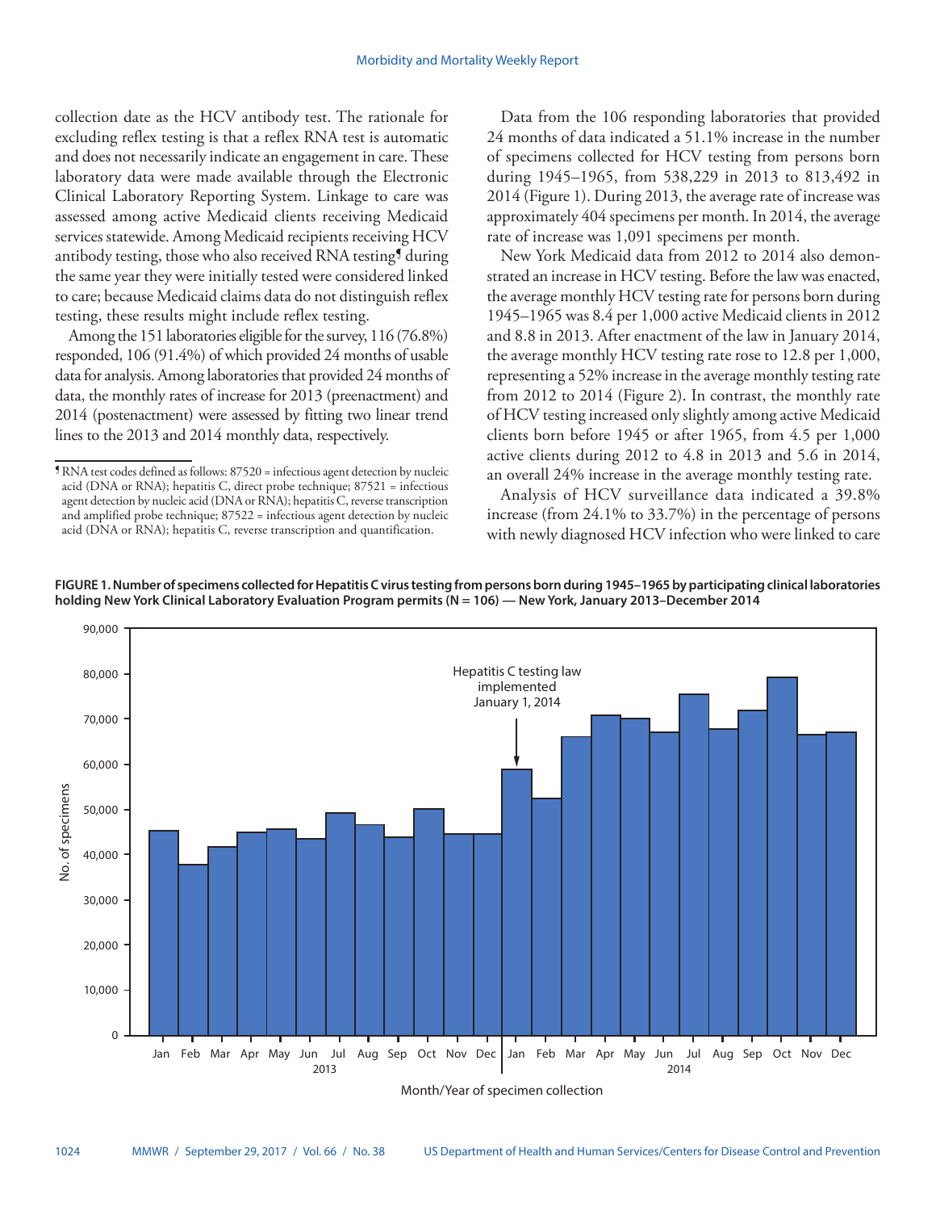collection date as the HCV antibody test. The rationale for excluding reflex testing is that a reflex RNA test is automatic and does not necessarily indicate an engagement in care. These laboratory data were made available through the Electronic Clinical Laboratory Reporting System. Linkage to care was assessed among active Medicaid clients receiving Medicaid services statewide. Among Medicaid recipients receiving HCV antibody testing, those who also received RNA testing[¶] during the same year they were initially tested were considered linked to care; because Medicaid claims data do not distinguish reflex testing, these results might include reflex testing.

Among the 151 laboratories eligible for the survey, 116 (76.8%) responded, 106 (91.4%) of which provided 24 months of usable data for analysis. Among laboratories that provided 24 months of data, the monthly rates of increase for 2013 (preenactment) and 2014 (postenactment) were assessed by fitting two linear trend lines to the 2013 and 2014 monthly data, respectively.

[¶] RNA test codes defined as follows: 87520 = infectious agent detection by nucleic acid (DNA or RNA); hepatitis C, direct probe technique; 87521 = infectious agent detection by nucleic acid (DNA or RNA); hepatitis C, reverse transcription and amplified probe technique; 87522 = infectious agent detection by nucleic acid (DNA or RNA); hepatitis C, reverse transcription and quantification.

Data from the 106 responding laboratories that provided 24 months of data indicated a 51.1% increase in the number of specimens collected for HCV testing from persons born during 1945–1965, from 538,229 in 2013 to 813,492 in 2014 (Figure 1). During 2013, the average rate of increase was approximately 404 specimens per month. In 2014, the average rate of increase was 1,091 specimens per month.

New York Medicaid data from 2012 to 2014 also demonstrated an increase in HCV testing. Before the law was enacted, the average monthly HCV testing rate for persons born during 1945–1965 was 8.4 per 1,000 active Medicaid clients in 2012 and 8.8 in 2013. After enactment of the law in January 2014, the average monthly HCV testing rate rose to 12.8 per 1,000, representing a 52% increase in the average monthly testing rate from 2012 to 2014 (Figure 2). In contrast, the monthly rate of HCV testing increased only slightly among active Medicaid clients born before 1945 or after 1965, from 4.5 per 1,000 active clients during 2012 to 4.8 in 2013 and 5.6 in 2014, an overall 24% increase in the average monthly testing rate.

Analysis of HCV surveillance data indicated a 39.8% increase (from 24.1% to 33.7%) in the percentage of persons with newly diagnosed HCV infection who were linked to care

**FIGURE 1. Number of specimens collected for Hepatitis C virus testing from persons born during 1945–1965 by participating clinical laboratories holding New York Clinical Laboratory Evaluation Program permits (N = 106) — New York, January 2013–December 2014**

Hepatitis C testing law implemented January 1, 2014

No. of specimens

Month/Year of specimen collection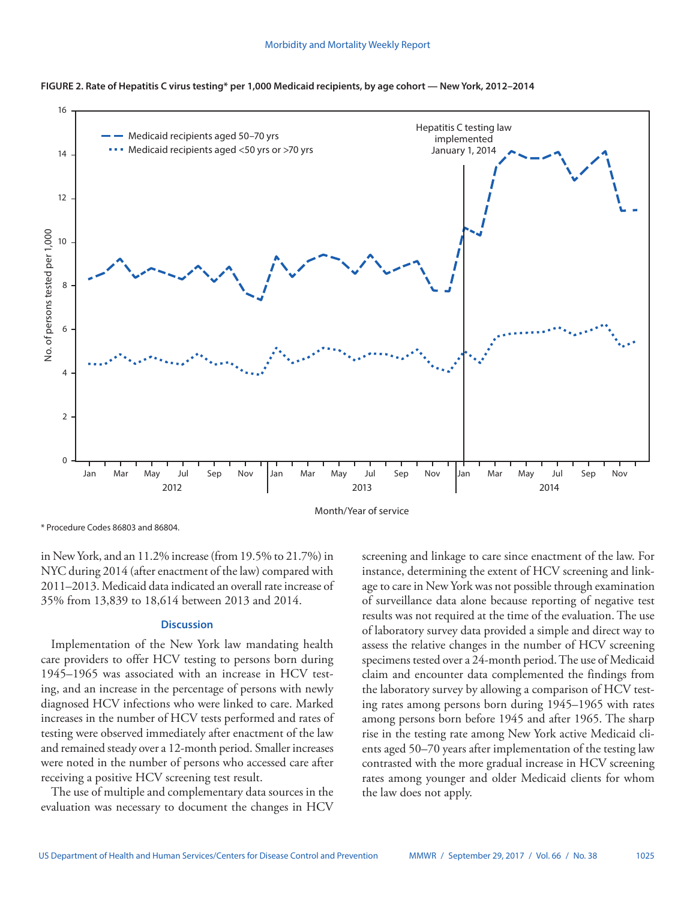**FIGURE 2. Rate of Hepatitis C virus testing* per 1,000 Medicaid recipients, by age cohort — New York, 2012–2014**

\* Procedure Codes 86803 and 86804.

in New York, and an 11.2% increase (from 19.5% to 21.7%) in NYC during 2014 (after enactment of the law) compared with 2011–2013. Medicaid data indicated an overall rate increase of 35% from 13,839 to 18,614 between 2013 and 2014.

## Discussion

Implementation of the New York law mandating health care providers to offer HCV testing to persons born during 1945–1965 was associated with an increase in HCV testing, and an increase in the percentage of persons with newly diagnosed HCV infections who were linked to care. Marked increases in the number of HCV tests performed and rates of testing were observed immediately after enactment of the law and remained steady over a 12-month period. Smaller increases were noted in the number of persons who accessed care after receiving a positive HCV screening test result.

The use of multiple and complementary data sources in the evaluation was necessary to document the changes in HCV screening and linkage to care since enactment of the law. For instance, determining the extent of HCV screening and linkage to care in New York was not possible through examination of surveillance data alone because reporting of negative test results was not required at the time of the evaluation. The use of laboratory survey data provided a simple and direct way to assess the relative changes in the number of HCV screening specimens tested over a 24-month period. The use of Medicaid claim and encounter data complemented the findings from the laboratory survey by allowing a comparison of HCV testing rates among persons born during 1945–1965 with rates among persons born before 1945 and after 1965. The sharp rise in the testing rate among New York active Medicaid clients aged 50–70 years after implementation of the testing law contrasted with the more gradual increase in HCV screening rates among younger and older Medicaid clients for whom the law does not apply.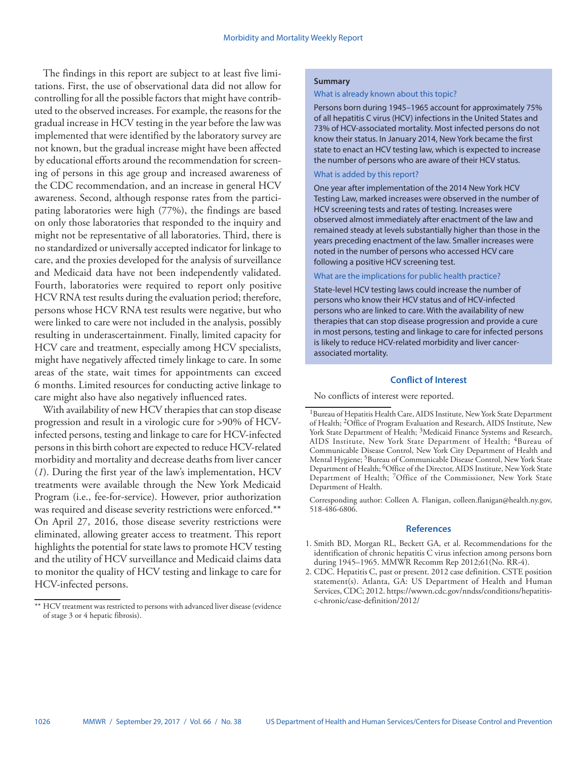The findings in this report are subject to at least five limitations. First, the use of observational data did not allow for controlling for all the possible factors that might have contributed to the observed increases. For example, the reasons for the gradual increase in HCV testing in the year before the law was implemented that were identified by the laboratory survey are not known, but the gradual increase might have been affected by educational efforts around the recommendation for screening of persons in this age group and increased awareness of the CDC recommendation, and an increase in general HCV awareness. Second, although response rates from the participating laboratories were high (77%), the findings are based on only those laboratories that responded to the inquiry and might not be representative of all laboratories. Third, there is no standardized or universally accepted indicator for linkage to care, and the proxies developed for the analysis of surveillance and Medicaid data have not been independently validated. Fourth, laboratories were required to report only positive HCV RNA test results during the evaluation period; therefore, persons whose HCV RNA test results were negative, but who were linked to care were not included in the analysis, possibly resulting in underascertainment. Finally, limited capacity for HCV care and treatment, especially among HCV specialists, might have negatively affected timely linkage to care. In some areas of the state, wait times for appointments can exceed 6 months. Limited resources for conducting active linkage to care might also have also negatively influenced rates.

With availability of new HCV therapies that can stop disease progression and result in a virologic cure for >90% of HCV-infected persons, testing and linkage to care for HCV-infected persons in this birth cohort are expected to reduce HCV-related morbidity and mortality and decrease deaths from liver cancer (*1*). During the first year of the law's implementation, HCV treatments were available through the New York Medicaid Program (i.e., fee-for-service). However, prior authorization was required and disease severity restrictions were enforced.** On April 27, 2016, those disease severity restrictions were eliminated, allowing greater access to treatment. This report highlights the potential for state laws to promote HCV testing and the utility of HCV surveillance and Medicaid claims data to monitor the quality of HCV testing and linkage to care for HCV-infected persons.

** HCV treatment was restricted to persons with advanced liver disease (evidence of stage 3 or 4 hepatic fibrosis).

**Summary**

What is already known about this topic?

Persons born during 1945–1965 account for approximately 75% of all hepatitis C virus (HCV) infections in the United States and 73% of HCV-associated mortality. Most infected persons do not know their status. In January 2014, New York became the first state to enact an HCV testing law, which is expected to increase the number of persons who are aware of their HCV status.

What is added by this report?

One year after implementation of the 2014 New York HCV Testing Law, marked increases were observed in the number of HCV screening tests and rates of testing. Increases were observed almost immediately after enactment of the law and remained steady at levels substantially higher than those in the years preceding enactment of the law. Smaller increases were noted in the number of persons who accessed HCV care following a positive HCV screening test.

What are the implications for public health practice?

State-level HCV testing laws could increase the number of persons who know their HCV status and of HCV-infected persons who are linked to care. With the availability of new therapies that can stop disease progression and provide a cure in most persons, testing and linkage to care for infected persons is likely to reduce HCV-related morbidity and liver cancer-associated mortality.

## Conflict of Interest

No conflicts of interest were reported.

[1]Bureau of Hepatitis Health Care, AIDS Institute, New York State Department of Health; [2]Office of Program Evaluation and Research, AIDS Institute, New York State Department of Health; [3]Medicaid Finance Systems and Research, AIDS Institute, New York State Department of Health; [4]Bureau of Communicable Disease Control, New York City Department of Health and Mental Hygiene; [5]Bureau of Communicable Disease Control, New York State Department of Health; [6]Office of the Director, AIDS Institute, New York State Department of Health; [7]Office of the Commissioner, New York State Department of Health.

Corresponding author: Colleen A. Flanigan, colleen.flanigan@health.ny.gov, 518-486-6806.

## References

1. Smith BD, Morgan RL, Beckett GA, et al. Recommendations for the identification of chronic hepatitis C virus infection among persons born during 1945–1965. MMWR Recomm Rep 2012;61(No. RR-4).
2. CDC. Hepatitis C, past or present. 2012 case definition. CSTE position statement(s). Atlanta, GA: US Department of Health and Human Services, CDC; 2012. https://wwwn.cdc.gov/nndss/conditions/hepatitis-c-chronic/case-definition/2012/